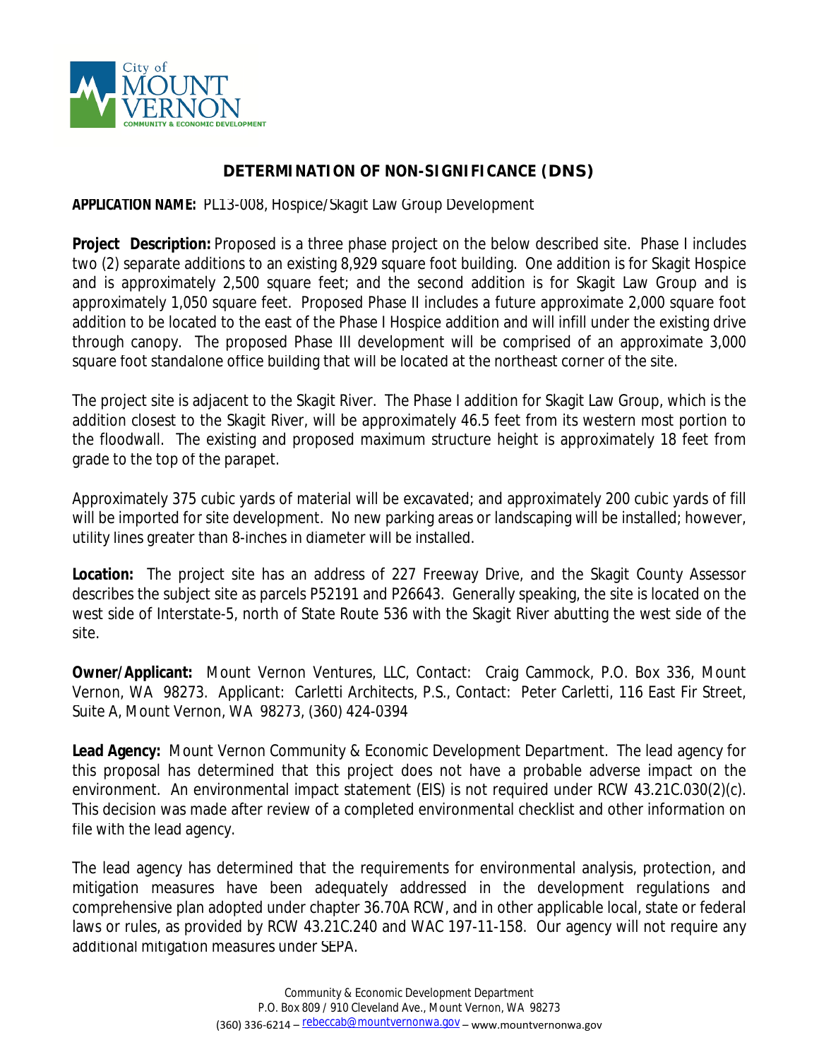City of MOUNT VERNON
COMMUNITY & ECONOMIC DEVELOPMENT

# DETERMINATION OF NON-SIGNIFICANCE (DNS)

**APPLICATION NAME:** PL13-008, Hospice/Skagit Law Group Development

**Project Description:** Proposed is a three phase project on the below described site. Phase I includes two (2) separate additions to an existing 8,929 square foot building. One addition is for Skagit Hospice and is approximately 2,500 square feet; and the second addition is for Skagit Law Group and is approximately 1,050 square feet. Proposed Phase II includes a future approximate 2,000 square foot addition to be located to the east of the Phase I Hospice addition and will infill under the existing drive through canopy. The proposed Phase III development will be comprised of an approximate 3,000 square foot standalone office building that will be located at the northeast corner of the site.

The project site is adjacent to the Skagit River. The Phase I addition for Skagit Law Group, which is the addition closest to the Skagit River, will be approximately 46.5 feet from its western most portion to the floodwall. The existing and proposed maximum structure height is approximately 18 feet from grade to the top of the parapet.

Approximately 375 cubic yards of material will be excavated; and approximately 200 cubic yards of fill will be imported for site development. No new parking areas or landscaping will be installed; however, utility lines greater than 8-inches in diameter will be installed.

**Location:** The project site has an address of 227 Freeway Drive, and the Skagit County Assessor describes the subject site as parcels P52191 and P26643. Generally speaking, the site is located on the west side of Interstate-5, north of State Route 536 with the Skagit River abutting the west side of the site.

**Owner/Applicant:** Mount Vernon Ventures, LLC, Contact: Craig Cammock, P.O. Box 336, Mount Vernon, WA 98273. Applicant: Carletti Architects, P.S., Contact: Peter Carletti, 116 East Fir Street, Suite A, Mount Vernon, WA 98273, (360) 424-0394

**Lead Agency:** Mount Vernon Community & Economic Development Department. The lead agency for this proposal has determined that this project does not have a probable adverse impact on the environment. An environmental impact statement (EIS) is not required under RCW 43.21C.030(2)(c). This decision was made after review of a completed environmental checklist and other information on file with the lead agency.

The lead agency has determined that the requirements for environmental analysis, protection, and mitigation measures have been adequately addressed in the development regulations and comprehensive plan adopted under chapter 36.70A RCW, and in other applicable local, state or federal laws or rules, as provided by RCW 43.21C.240 and WAC 197-11-158. Our agency will not require any additional mitigation measures under SEPA.

Community & Economic Development Department
P.O. Box 809 / 910 Cleveland Ave., Mount Vernon, WA 98273
(360) 336-6214 – rebeccab@mountvernonwa.gov – www.mountvernonwa.gov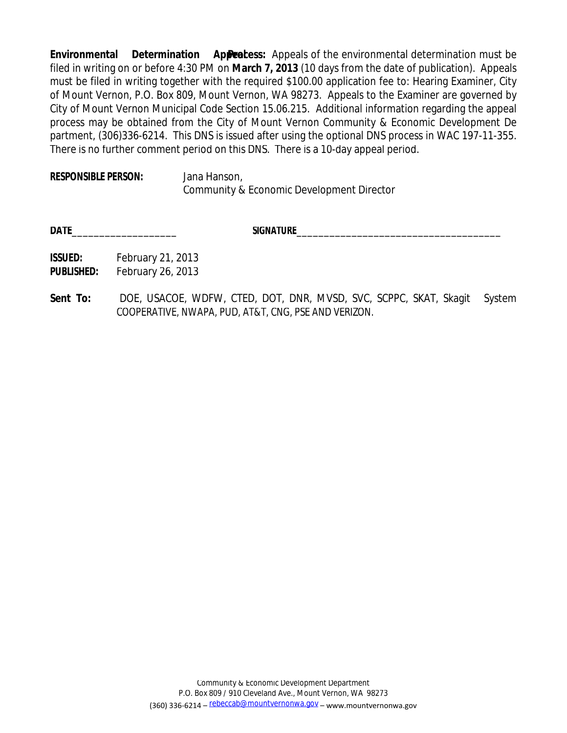**Environmental Determination Appeal Process:** Appeals of the environmental determination must be filed in writing on or before 4:30 PM on **March 7, 2013** (10 days from the date of publication). Appeals must be filed in writing together with the required $100.00 application fee to: Hearing Examiner, City of Mount Vernon, P.O. Box 809, Mount Vernon, WA 98273. Appeals to the Examiner are governed by City of Mount Vernon Municipal Code Section 15.06.215. Additional information regarding the appeal process may be obtained from the City of Mount Vernon Community & Economic Development Department, (306)336-6214. This DNS is issued after using the optional DNS process in WAC 197-11-355. There is no further comment period on this DNS. There is a 10-day appeal period.

**RESPONSIBLE PERSON:** Jana Hanson,
Community & Economic Development Director

**DATE**____________________ **SIGNATURE**______________________________________

**ISSUED:** February 21, 2013
**PUBLISHED:** February 26, 2013

**Sent To:** DOE, USACOE, WDFW, CTED, DOT, DNR, MVSD, SVC, SCPPC, SKAT, Skagit System COOPERATIVE, NWAPA, PUD, AT&T, CNG, PSE AND VERIZON.

Community & Economic Development Department
P.O. Box 809 / 910 Cleveland Ave., Mount Vernon, WA 98273
(360) 336-6214 – rebeccab@mountvernonwa.gov – www.mountvernonwa.gov